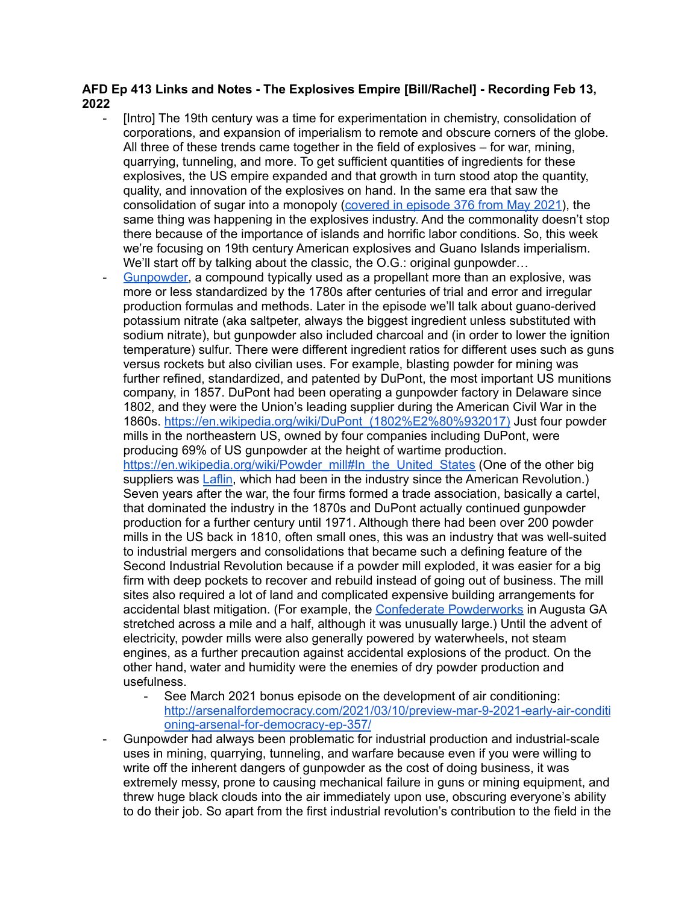**AFD Ep 413 Links and Notes - The Explosives Empire [Bill/Rachel] - Recording Feb 13, 2022**

- [Intro] The 19th century was a time for experimentation in chemistry, consolidation of corporations, and expansion of imperialism to remote and obscure corners of the globe. All three of these trends came together in the field of explosives – for war, mining, quarrying, tunneling, and more. To get sufficient quantities of ingredients for these explosives, the US empire expanded and that growth in turn stood atop the quantity, quality, and innovation of the explosives on hand. In the same era that saw the consolidation of sugar into a monopoly ([covered in episode 376 from May 2021]()), the same thing was happening in the explosives industry. And the commonality doesn't stop there because of the importance of islands and horrific labor conditions. So, this week we're focusing on 19th century American explosives and Guano Islands imperialism. We'll start off by talking about the classic, the O.G.: original gunpowder…
- [Gunpowder](), a compound typically used as a propellant more than an explosive, was more or less standardized by the 1780s after centuries of trial and error and irregular production formulas and methods. Later in the episode we'll talk about guano-derived potassium nitrate (aka saltpeter, always the biggest ingredient unless substituted with sodium nitrate), but gunpowder also included charcoal and (in order to lower the ignition temperature) sulfur. There were different ingredient ratios for different uses such as guns versus rockets but also civilian uses. For example, blasting powder for mining was further refined, standardized, and patented by DuPont, the most important US munitions company, in 1857. DuPont had been operating a gunpowder factory in Delaware since 1802, and they were the Union's leading supplier during the American Civil War in the 1860s. [https://en.wikipedia.org/wiki/DuPont_(1802%E2%80%932017)](https://en.wikipedia.org/wiki/DuPont_(1802%E2%80%932017)) Just four powder mills in the northeastern US, owned by four companies including DuPont, were producing 69% of US gunpowder at the height of wartime production. [https://en.wikipedia.org/wiki/Powder_mill#In_the_United_States](https://en.wikipedia.org/wiki/Powder_mill#In_the_United_States) (One of the other big suppliers was [Laflin](), which had been in the industry since the American Revolution.) Seven years after the war, the four firms formed a trade association, basically a cartel, that dominated the industry in the 1870s and DuPont actually continued gunpowder production for a further century until 1971. Although there had been over 200 powder mills in the US back in 1810, often small ones, this was an industry that was well-suited to industrial mergers and consolidations that became such a defining feature of the Second Industrial Revolution because if a powder mill exploded, it was easier for a big firm with deep pockets to recover and rebuild instead of going out of business. The mill sites also required a lot of land and complicated expensive building arrangements for accidental blast mitigation. (For example, the [Confederate Powderworks]() in Augusta GA stretched across a mile and a half, although it was unusually large.) Until the advent of electricity, powder mills were also generally powered by waterwheels, not steam engines, as a further precaution against accidental explosions of the product. On the other hand, water and humidity were the enemies of dry powder production and usefulness.
    - See March 2021 bonus episode on the development of air conditioning: [http://arsenalfordemocracy.com/2021/03/10/preview-mar-9-2021-early-air-conditioning-arsenal-for-democracy-ep-357/](http://arsenalfordemocracy.com/2021/03/10/preview-mar-9-2021-early-air-conditioning-arsenal-for-democracy-ep-357/)
- Gunpowder had always been problematic for industrial production and industrial-scale uses in mining, quarrying, tunneling, and warfare because even if you were willing to write off the inherent dangers of gunpowder as the cost of doing business, it was extremely messy, prone to causing mechanical failure in guns or mining equipment, and threw huge black clouds into the air immediately upon use, obscuring everyone's ability to do their job. So apart from the first industrial revolution's contribution to the field in the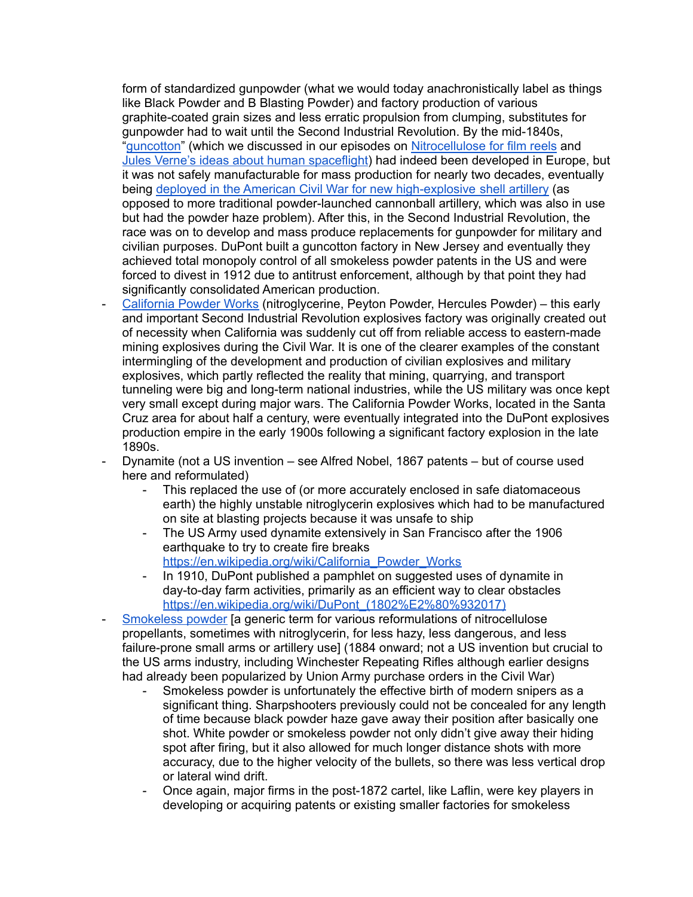form of standardized gunpowder (what we would today anachronistically label as things like Black Powder and B Blasting Powder) and factory production of various graphite-coated grain sizes and less erratic propulsion from clumping, substitutes for gunpowder had to wait until the Second Industrial Revolution. By the mid-1840s, "guncotton" (which we discussed in our episodes on Nitrocellulose for film reels and Jules Verne's ideas about human spaceflight) had indeed been developed in Europe, but it was not safely manufacturable for mass production for nearly two decades, eventually being deployed in the American Civil War for new high-explosive shell artillery (as opposed to more traditional powder-launched cannonball artillery, which was also in use but had the powder haze problem). After this, in the Second Industrial Revolution, the race was on to develop and mass produce replacements for gunpowder for military and civilian purposes. DuPont built a guncotton factory in New Jersey and eventually they achieved total monopoly control of all smokeless powder patents in the US and were forced to divest in 1912 due to antitrust enforcement, although by that point they had significantly consolidated American production.

- California Powder Works (nitroglycerine, Peyton Powder, Hercules Powder) – this early and important Second Industrial Revolution explosives factory was originally created out of necessity when California was suddenly cut off from reliable access to eastern-made mining explosives during the Civil War. It is one of the clearer examples of the constant intermingling of the development and production of civilian explosives and military explosives, which partly reflected the reality that mining, quarrying, and transport tunneling were big and long-term national industries, while the US military was once kept very small except during major wars. The California Powder Works, located in the Santa Cruz area for about half a century, were eventually integrated into the DuPont explosives production empire in the early 1900s following a significant factory explosion in the late 1890s.
- Dynamite (not a US invention – see Alfred Nobel, 1867 patents – but of course used here and reformulated)
  - This replaced the use of (or more accurately enclosed in safe diatomaceous earth) the highly unstable nitroglycerin explosives which had to be manufactured on site at blasting projects because it was unsafe to ship
  - The US Army used dynamite extensively in San Francisco after the 1906 earthquake to try to create fire breaks https://en.wikipedia.org/wiki/California_Powder_Works
  - In 1910, DuPont published a pamphlet on suggested uses of dynamite in day-to-day farm activities, primarily as an efficient way to clear obstacles https://en.wikipedia.org/wiki/DuPont_(1802%E2%80%932017)
- Smokeless powder [a generic term for various reformulations of nitrocellulose propellants, sometimes with nitroglycerin, for less hazy, less dangerous, and less failure-prone small arms or artillery use] (1884 onward; not a US invention but crucial to the US arms industry, including Winchester Repeating Rifles although earlier designs had already been popularized by Union Army purchase orders in the Civil War)
  - Smokeless powder is unfortunately the effective birth of modern snipers as a significant thing. Sharpshooters previously could not be concealed for any length of time because black powder haze gave away their position after basically one shot. White powder or smokeless powder not only didn't give away their hiding spot after firing, but it also allowed for much longer distance shots with more accuracy, due to the higher velocity of the bullets, so there was less vertical drop or lateral wind drift.
  - Once again, major firms in the post-1872 cartel, like Laflin, were key players in developing or acquiring patents or existing smaller factories for smokeless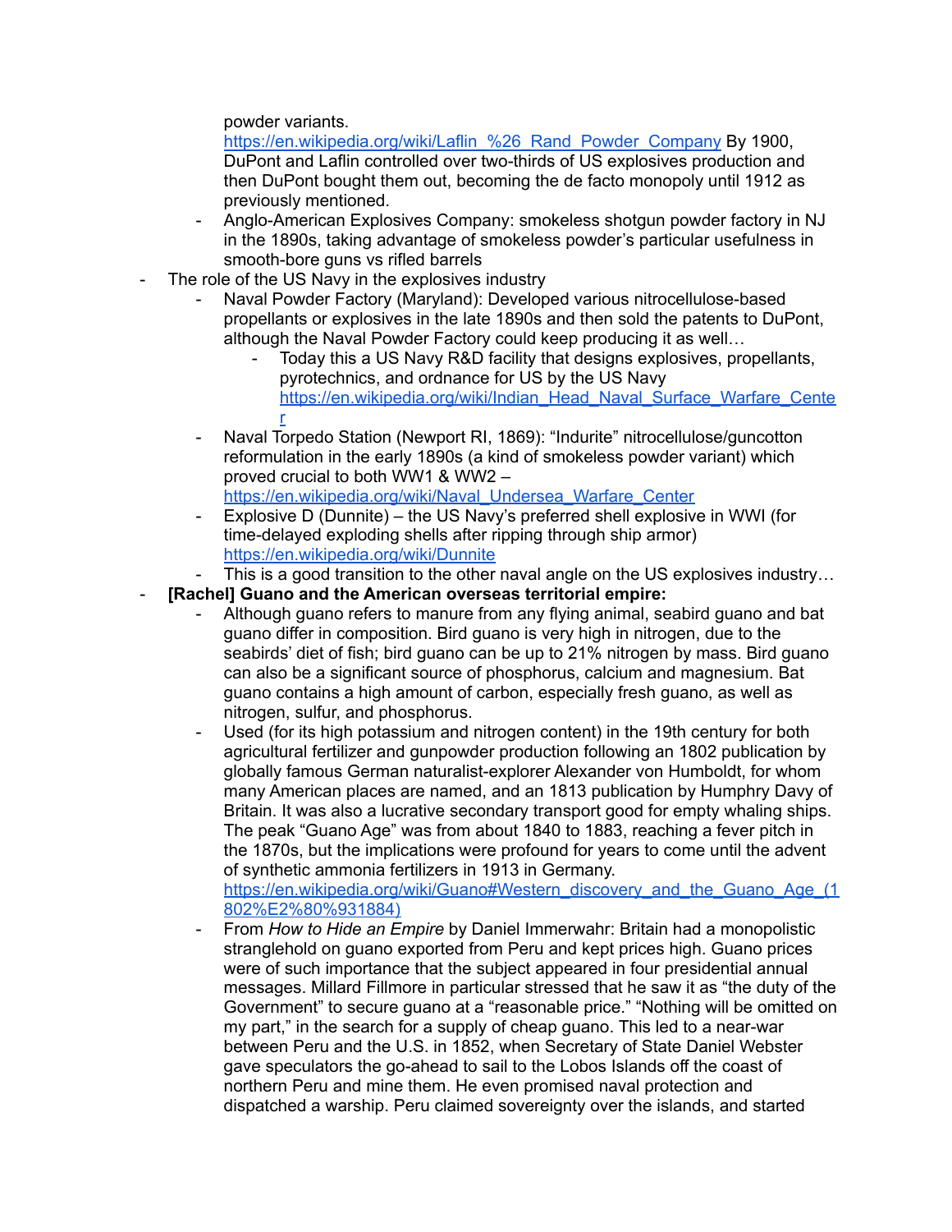powder variants.
https://en.wikipedia.org/wiki/Laflin_%26_Rand_Powder_Company By 1900, DuPont and Laflin controlled over two-thirds of US explosives production and then DuPont bought them out, becoming the de facto monopoly until 1912 as previously mentioned.

- Anglo-American Explosives Company: smokeless shotgun powder factory in NJ in the 1890s, taking advantage of smokeless powder's particular usefulness in smooth-bore guns vs rifled barrels

- The role of the US Navy in the explosives industry
    - Naval Powder Factory (Maryland): Developed various nitrocellulose-based propellants or explosives in the late 1890s and then sold the patents to DuPont, although the Naval Powder Factory could keep producing it as well…
        - Today this a US Navy R&D facility that designs explosives, propellants, pyrotechnics, and ordnance for US by the US Navy https://en.wikipedia.org/wiki/Indian_Head_Naval_Surface_Warfare_Center
    - Naval Torpedo Station (Newport RI, 1869): "Indurite" nitrocellulose/guncotton reformulation in the early 1890s (a kind of smokeless powder variant) which proved crucial to both WW1 & WW2 – https://en.wikipedia.org/wiki/Naval_Undersea_Warfare_Center
    - Explosive D (Dunnite) – the US Navy's preferred shell explosive in WWI (for time-delayed exploding shells after ripping through ship armor) https://en.wikipedia.org/wiki/Dunnite
    - This is a good transition to the other naval angle on the US explosives industry…

- **[Rachel] Guano and the American overseas territorial empire:**
    - Although guano refers to manure from any flying animal, seabird guano and bat guano differ in composition. Bird guano is very high in nitrogen, due to the seabirds' diet of fish; bird guano can be up to 21% nitrogen by mass. Bird guano can also be a significant source of phosphorus, calcium and magnesium. Bat guano contains a high amount of carbon, especially fresh guano, as well as nitrogen, sulfur, and phosphorus.
    - Used (for its high potassium and nitrogen content) in the 19th century for both agricultural fertilizer and gunpowder production following an 1802 publication by globally famous German naturalist-explorer Alexander von Humboldt, for whom many American places are named, and an 1813 publication by Humphry Davy of Britain. It was also a lucrative secondary transport good for empty whaling ships. The peak "Guano Age" was from about 1840 to 1883, reaching a fever pitch in the 1870s, but the implications were profound for years to come until the advent of synthetic ammonia fertilizers in 1913 in Germany. https://en.wikipedia.org/wiki/Guano#Western_discovery_and_the_Guano_Age_(1802%E2%80%931884)
    - From *How to Hide an Empire* by Daniel Immerwahr: Britain had a monopolistic stranglehold on guano exported from Peru and kept prices high. Guano prices were of such importance that the subject appeared in four presidential annual messages. Millard Fillmore in particular stressed that he saw it as "the duty of the Government" to secure guano at a "reasonable price." "Nothing will be omitted on my part," in the search for a supply of cheap guano. This led to a near-war between Peru and the U.S. in 1852, when Secretary of State Daniel Webster gave speculators the go-ahead to sail to the Lobos Islands off the coast of northern Peru and mine them. He even promised naval protection and dispatched a warship. Peru claimed sovereignty over the islands, and started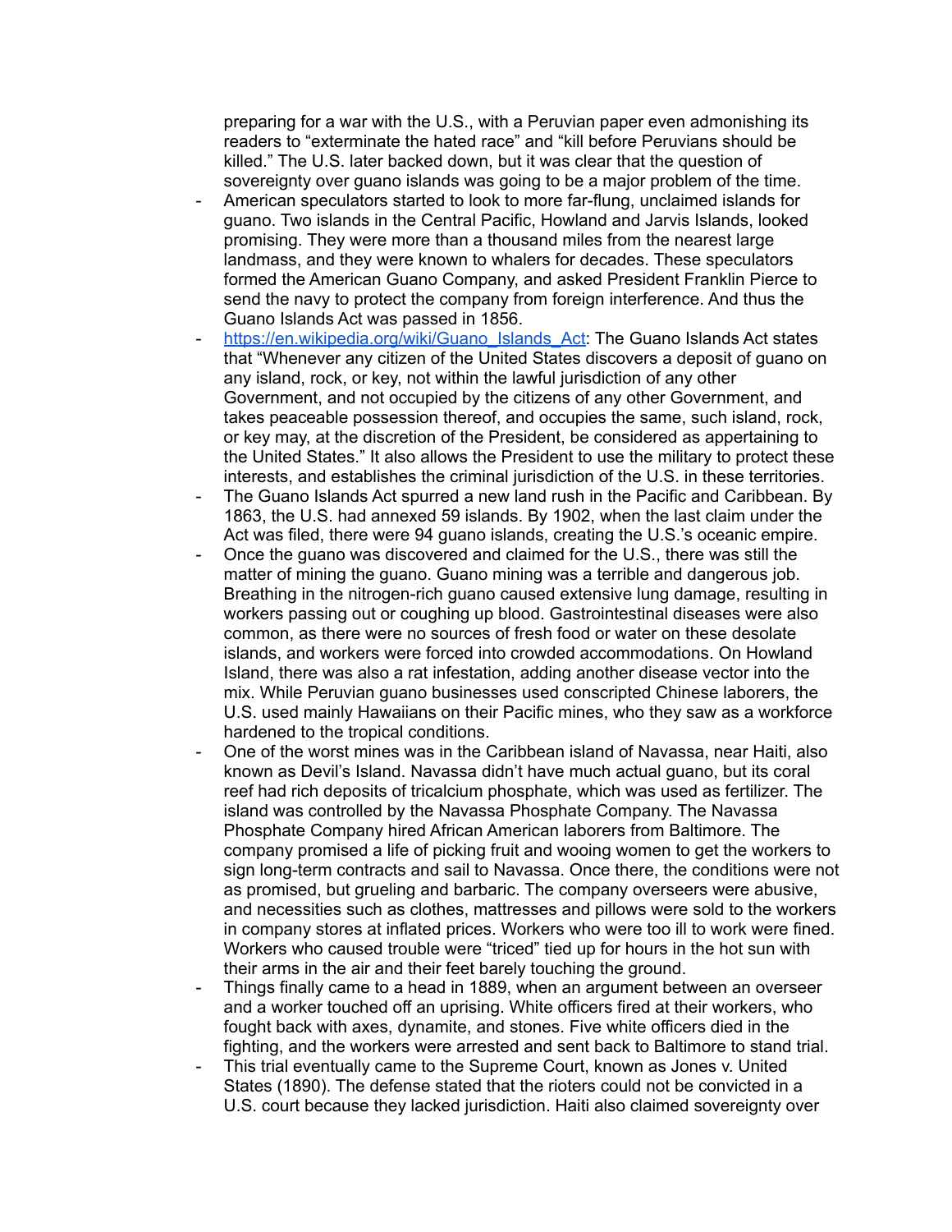preparing for a war with the U.S., with a Peruvian paper even admonishing its readers to "exterminate the hated race" and "kill before Peruvians should be killed." The U.S. later backed down, but it was clear that the question of sovereignty over guano islands was going to be a major problem of the time.

- American speculators started to look to more far-flung, unclaimed islands for guano. Two islands in the Central Pacific, Howland and Jarvis Islands, looked promising. They were more than a thousand miles from the nearest large landmass, and they were known to whalers for decades. These speculators formed the American Guano Company, and asked President Franklin Pierce to send the navy to protect the company from foreign interference. And thus the Guano Islands Act was passed in 1856.
- [https://en.wikipedia.org/wiki/Guano_Islands_Act](https://en.wikipedia.org/wiki/Guano_Islands_Act): The Guano Islands Act states that "Whenever any citizen of the United States discovers a deposit of guano on any island, rock, or key, not within the lawful jurisdiction of any other Government, and not occupied by the citizens of any other Government, and takes peaceable possession thereof, and occupies the same, such island, rock, or key may, at the discretion of the President, be considered as appertaining to the United States." It also allows the President to use the military to protect these interests, and establishes the criminal jurisdiction of the U.S. in these territories.
- The Guano Islands Act spurred a new land rush in the Pacific and Caribbean. By 1863, the U.S. had annexed 59 islands. By 1902, when the last claim under the Act was filed, there were 94 guano islands, creating the U.S.'s oceanic empire.
- Once the guano was discovered and claimed for the U.S., there was still the matter of mining the guano. Guano mining was a terrible and dangerous job. Breathing in the nitrogen-rich guano caused extensive lung damage, resulting in workers passing out or coughing up blood. Gastrointestinal diseases were also common, as there were no sources of fresh food or water on these desolate islands, and workers were forced into crowded accommodations. On Howland Island, there was also a rat infestation, adding another disease vector into the mix. While Peruvian guano businesses used conscripted Chinese laborers, the U.S. used mainly Hawaiians on their Pacific mines, who they saw as a workforce hardened to the tropical conditions.
- One of the worst mines was in the Caribbean island of Navassa, near Haiti, also known as Devil's Island. Navassa didn't have much actual guano, but its coral reef had rich deposits of tricalcium phosphate, which was used as fertilizer. The island was controlled by the Navassa Phosphate Company. The Navassa Phosphate Company hired African American laborers from Baltimore. The company promised a life of picking fruit and wooing women to get the workers to sign long-term contracts and sail to Navassa. Once there, the conditions were not as promised, but grueling and barbaric. The company overseers were abusive, and necessities such as clothes, mattresses and pillows were sold to the workers in company stores at inflated prices. Workers who were too ill to work were fined. Workers who caused trouble were "triced" tied up for hours in the hot sun with their arms in the air and their feet barely touching the ground.
- Things finally came to a head in 1889, when an argument between an overseer and a worker touched off an uprising. White officers fired at their workers, who fought back with axes, dynamite, and stones. Five white officers died in the fighting, and the workers were arrested and sent back to Baltimore to stand trial.
- This trial eventually came to the Supreme Court, known as Jones v. United States (1890). The defense stated that the rioters could not be convicted in a U.S. court because they lacked jurisdiction. Haiti also claimed sovereignty over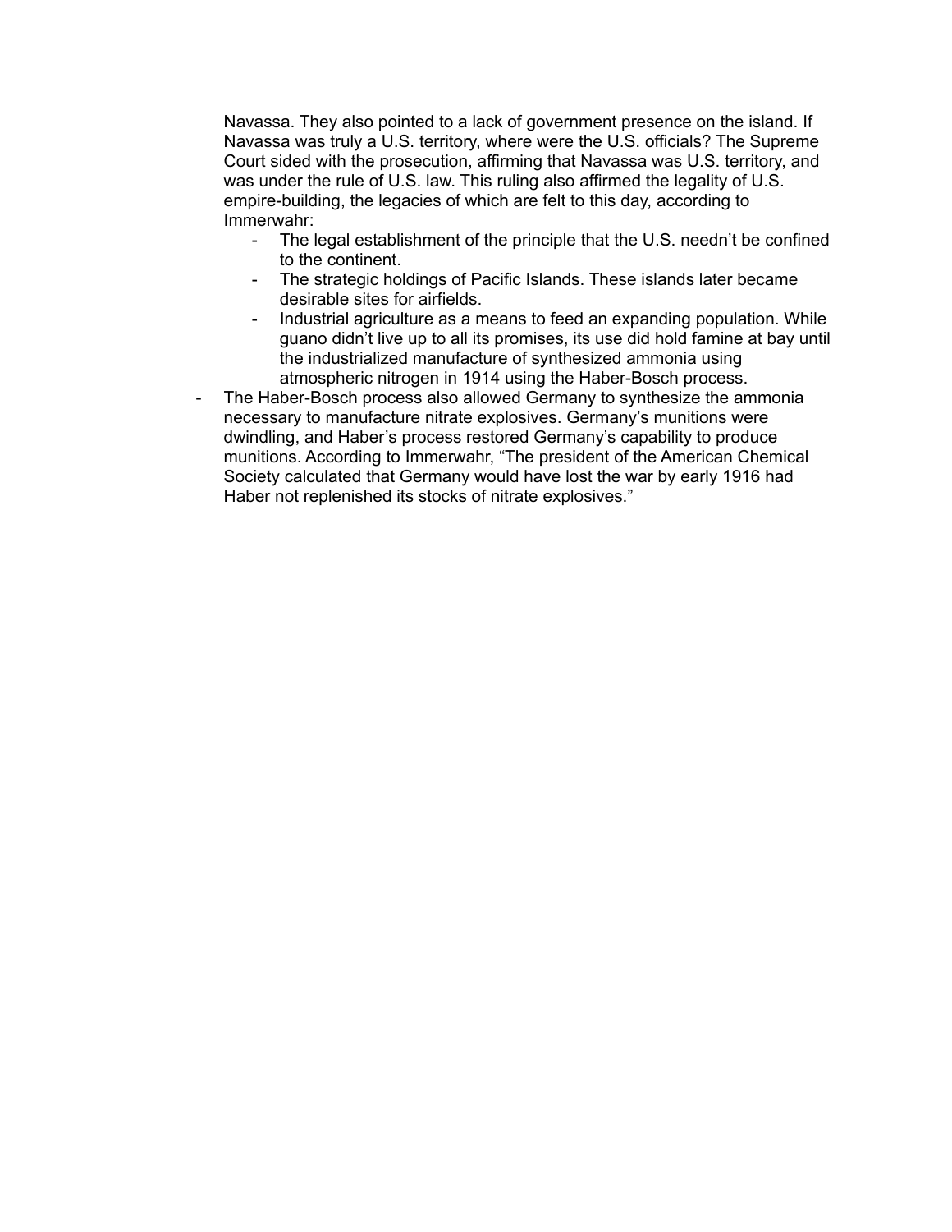Navassa. They also pointed to a lack of government presence on the island. If Navassa was truly a U.S. territory, where were the U.S. officials? The Supreme Court sided with the prosecution, affirming that Navassa was U.S. territory, and was under the rule of U.S. law. This ruling also affirmed the legality of U.S. empire-building, the legacies of which are felt to this day, according to Immerwahr:

    - The legal establishment of the principle that the U.S. needn't be confined to the continent.
    - The strategic holdings of Pacific Islands. These islands later became desirable sites for airfields.
    - Industrial agriculture as a means to feed an expanding population. While guano didn't live up to all its promises, its use did hold famine at bay until the industrialized manufacture of synthesized ammonia using atmospheric nitrogen in 1914 using the Haber-Bosch process.

- The Haber-Bosch process also allowed Germany to synthesize the ammonia necessary to manufacture nitrate explosives. Germany's munitions were dwindling, and Haber's process restored Germany's capability to produce munitions. According to Immerwahr, "The president of the American Chemical Society calculated that Germany would have lost the war by early 1916 had Haber not replenished its stocks of nitrate explosives."